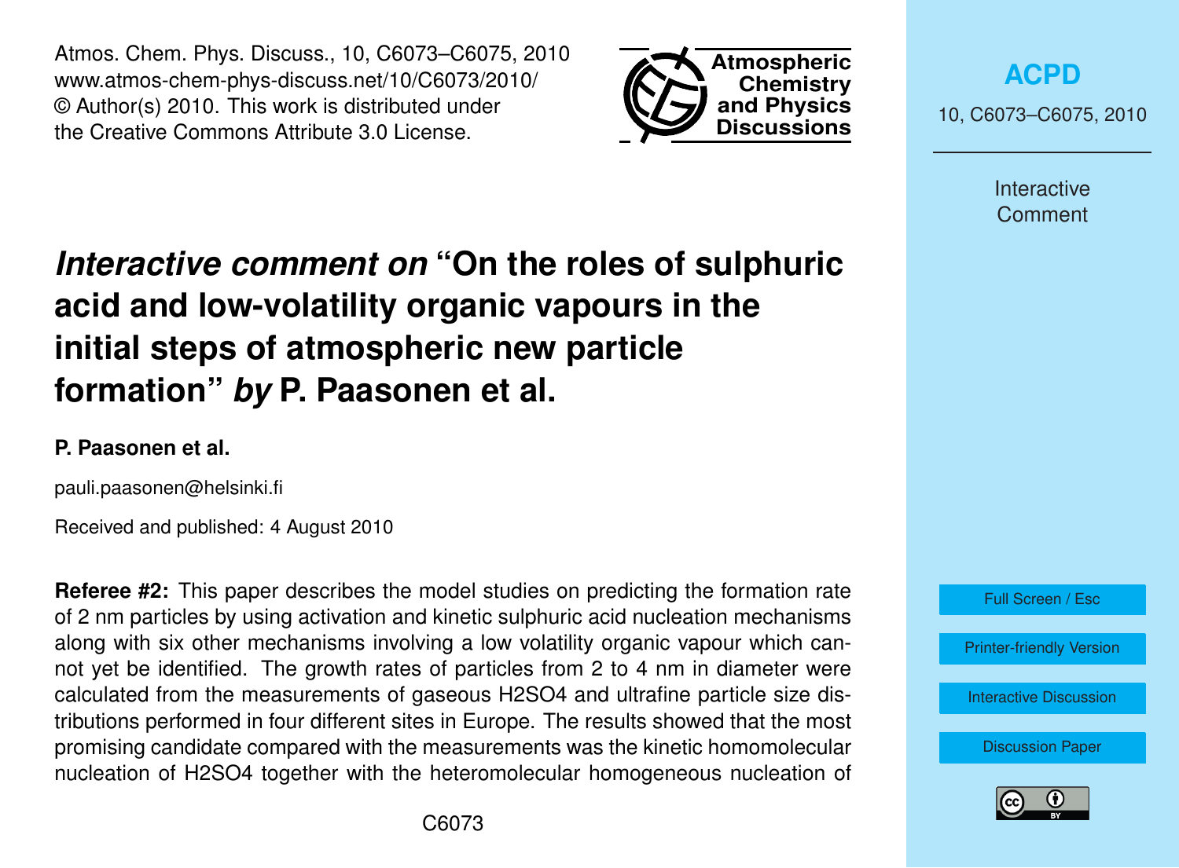# *Interactive comment on* "On the roles of sulphuric acid and low-volatility organic vapours in the initial steps of atmospheric new particle formation" *by* P. Paasonen et al.

**P. Paasonen et al.**

pauli.paasonen@helsinki.fi

Received and published: 4 August 2010

**Referee #2:** This paper describes the model studies on predicting the formation rate of 2 nm particles by using activation and kinetic sulphuric acid nucleation mechanisms along with six other mechanisms involving a low volatility organic vapour which cannot yet be identified. The growth rates of particles from 2 to 4 nm in diameter were calculated from the measurements of gaseous H2SO4 and ultrafine particle size distributions performed in four different sites in Europe. The results showed that the most promising candidate compared with the measurements was the kinetic homomolecular nucleation of H2SO4 together with the heteromolecular homogeneous nucleation of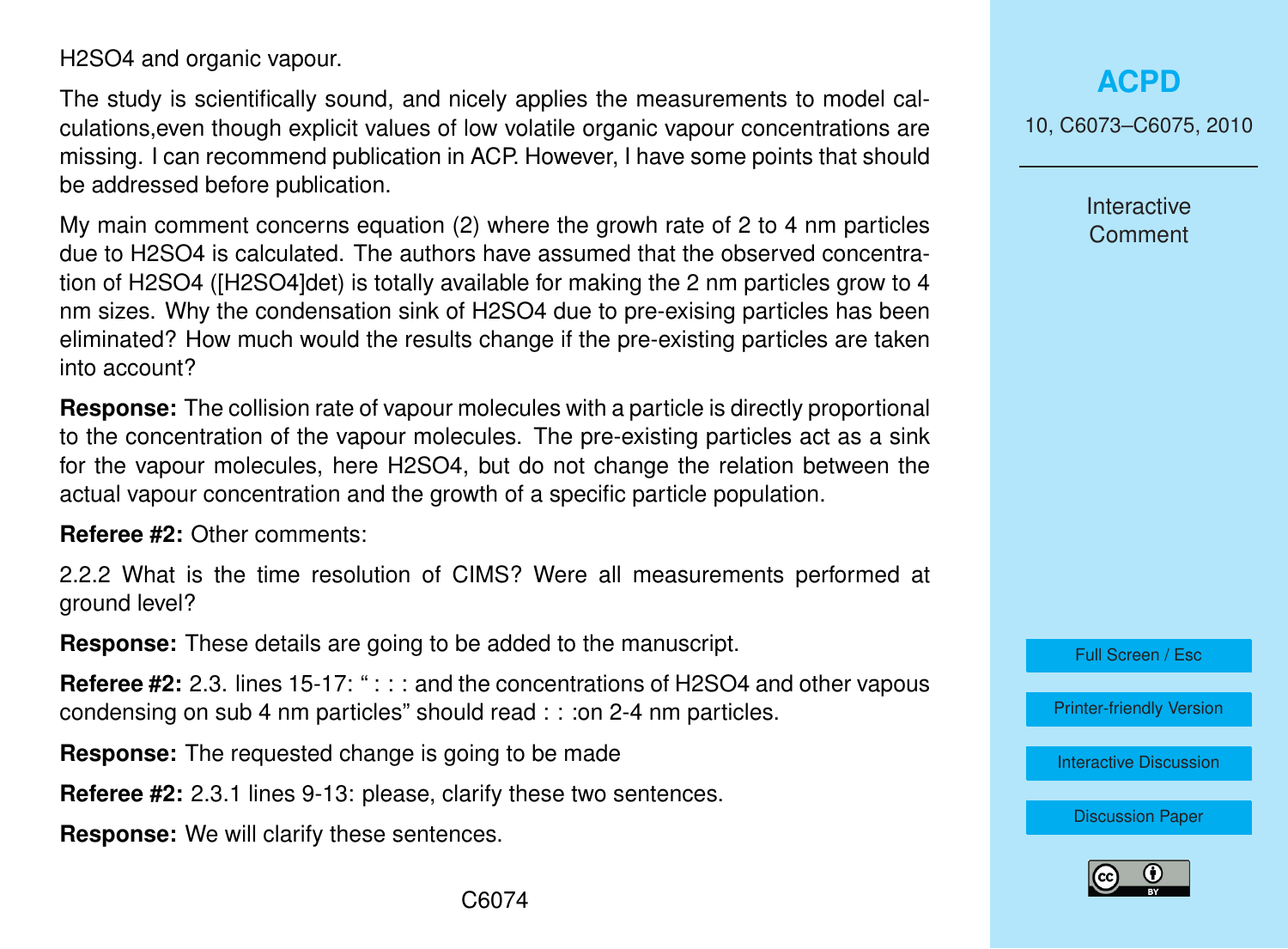$H_2SO_4$ and organic vapour.

The study is scientifically sound, and nicely applies the measurements to model calculations,even though explicit values of low volatile organic vapour concentrations are missing. I can recommend publication in ACP. However, I have some points that should be addressed before publication.

My main comment concerns equation (2) where the growth rate of 2 to 4 nm particles due to $H_2SO_4$ is calculated. The authors have assumed that the observed concentration of $H_2SO_4$ ($[H_2SO_4]_{det}$) is totally available for making the 2 nm particles grow to 4 nm sizes. Why the condensation sink of $H_2SO_4$ due to pre-exising particles has been eliminated? How much would the results change if the pre-existing particles are taken into account?

**Response:** The collision rate of vapour molecules with a particle is directly proportional to the concentration of the vapour molecules. The pre-existing particles act as a sink for the vapour molecules, here $H_2SO_4$, but do not change the relation between the actual vapour concentration and the growth of a specific particle population.

**Referee #2:** Other comments:

2.2.2 What is the time resolution of CIMS? Were all measurements performed at ground level?

**Response:** These details are going to be added to the manuscript.

**Referee #2:** 2.3. lines 15-17: " : : : and the concentrations of $H_2SO_4$ and other vapous condensing on sub 4 nm particles" should read : : :on 2-4 nm particles.

**Response:** The requested change is going to be made

**Referee #2:** 2.3.1 lines 9-13: please, clarify these two sentences.

**Response:** We will clarify these sentences.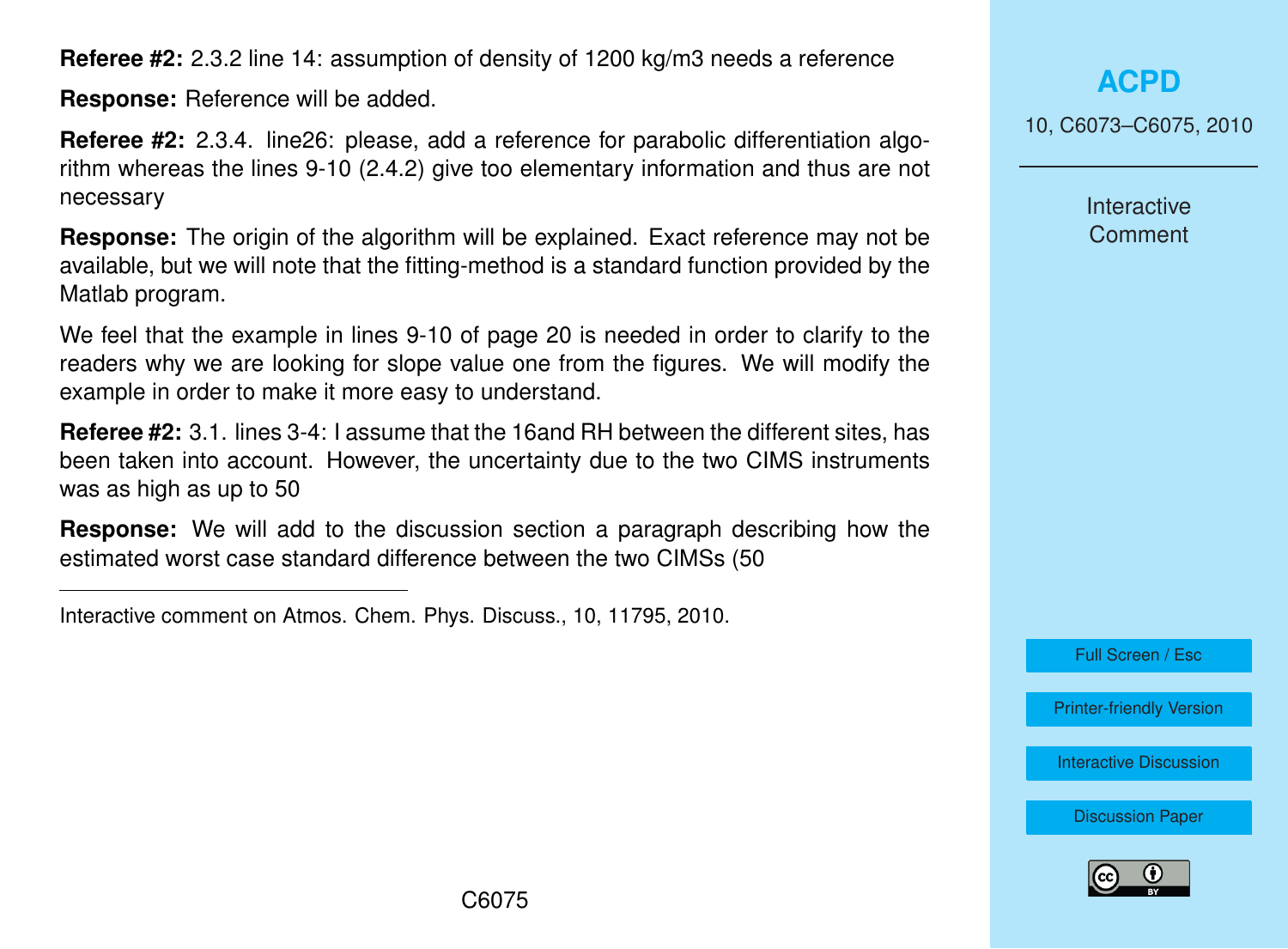**Referee #2:** 2.3.2 line 14: assumption of density of 1200 kg/m3 needs a reference

**Response:** Reference will be added.

**Referee #2:** 2.3.4. line26: please, add a reference for parabolic differentiation algorithm whereas the lines 9-10 (2.4.2) give too elementary information and thus are not necessary

**Response:** The origin of the algorithm will be explained. Exact reference may not be available, but we will note that the fitting-method is a standard function provided by the Matlab program.

We feel that the example in lines 9-10 of page 20 is needed in order to clarify to the readers why we are looking for slope value one from the figures. We will modify the example in order to make it more easy to understand.

**Referee #2:** 3.1. lines 3-4: I assume that the 16and RH between the different sites, has been taken into account. However, the uncertainty due to the two CIMS instruments was as high as up to 50

**Response:** We will add to the discussion section a paragraph describing how the estimated worst case standard difference between the two CIMSs (50

---

Interactive comment on Atmos. Chem. Phys. Discuss., 10, 11795, 2010.